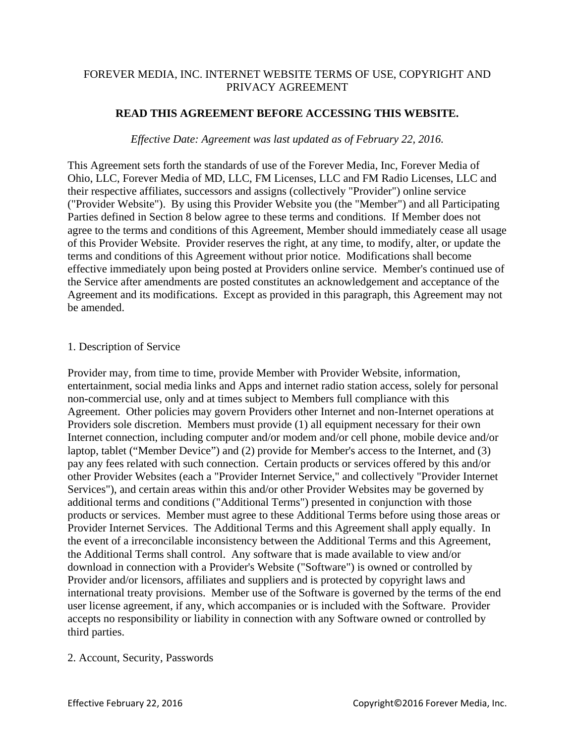# FOREVER MEDIA, INC. INTERNET WEBSITE TERMS OF USE, COPYRIGHT AND PRIVACY AGREEMENT

**READ THIS AGREEMENT BEFORE ACCESSING THIS WEBSITE.**

*Effective Date: Agreement was last updated as of February 22, 2016.*

This Agreement sets forth the standards of use of the Forever Media, Inc, Forever Media of Ohio, LLC, Forever Media of MD, LLC, FM Licenses, LLC and FM Radio Licenses, LLC and their respective affiliates, successors and assigns (collectively "Provider") online service ("Provider Website"). By using this Provider Website you (the "Member") and all Participating Parties defined in Section 8 below agree to these terms and conditions. If Member does not agree to the terms and conditions of this Agreement, Member should immediately cease all usage of this Provider Website. Provider reserves the right, at any time, to modify, alter, or update the terms and conditions of this Agreement without prior notice. Modifications shall become effective immediately upon being posted at Providers online service. Member's continued use of the Service after amendments are posted constitutes an acknowledgement and acceptance of the Agreement and its modifications. Except as provided in this paragraph, this Agreement may not be amended.

## 1. Description of Service

Provider may, from time to time, provide Member with Provider Website, information, entertainment, social media links and Apps and internet radio station access, solely for personal non-commercial use, only and at times subject to Members full compliance with this Agreement. Other policies may govern Providers other Internet and non-Internet operations at Providers sole discretion. Members must provide (1) all equipment necessary for their own Internet connection, including computer and/or modem and/or cell phone, mobile device and/or laptop, tablet ("Member Device") and (2) provide for Member's access to the Internet, and (3) pay any fees related with such connection. Certain products or services offered by this and/or other Provider Websites (each a "Provider Internet Service," and collectively "Provider Internet Services"), and certain areas within this and/or other Provider Websites may be governed by additional terms and conditions ("Additional Terms") presented in conjunction with those products or services. Member must agree to these Additional Terms before using those areas or Provider Internet Services. The Additional Terms and this Agreement shall apply equally. In the event of a irreconcilable inconsistency between the Additional Terms and this Agreement, the Additional Terms shall control. Any software that is made available to view and/or download in connection with a Provider's Website ("Software") is owned or controlled by Provider and/or licensors, affiliates and suppliers and is protected by copyright laws and international treaty provisions. Member use of the Software is governed by the terms of the end user license agreement, if any, which accompanies or is included with the Software. Provider accepts no responsibility or liability in connection with any Software owned or controlled by third parties.

## 2. Account, Security, Passwords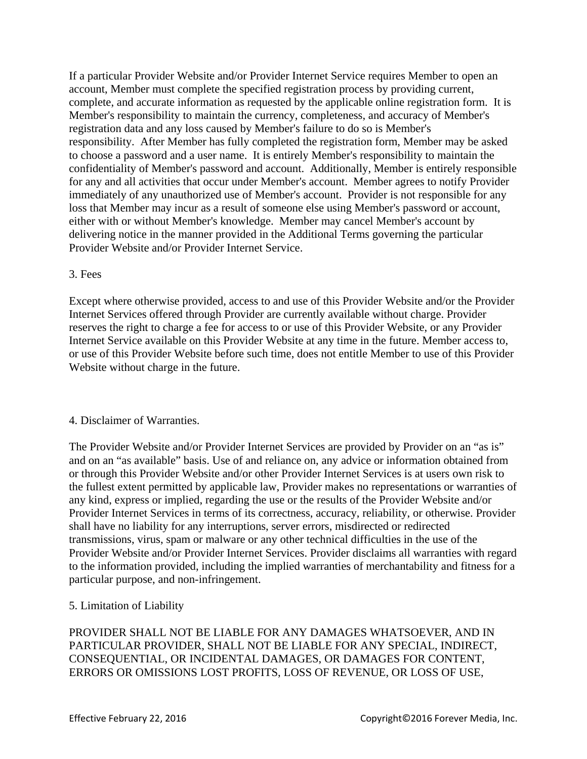If a particular Provider Website and/or Provider Internet Service requires Member to open an account, Member must complete the specified registration process by providing current, complete, and accurate information as requested by the applicable online registration form. It is Member's responsibility to maintain the currency, completeness, and accuracy of Member's registration data and any loss caused by Member's failure to do so is Member's responsibility. After Member has fully completed the registration form, Member may be asked to choose a password and a user name. It is entirely Member's responsibility to maintain the confidentiality of Member's password and account. Additionally, Member is entirely responsible for any and all activities that occur under Member's account. Member agrees to notify Provider immediately of any unauthorized use of Member's account. Provider is not responsible for any loss that Member may incur as a result of someone else using Member's password or account, either with or without Member's knowledge. Member may cancel Member's account by delivering notice in the manner provided in the Additional Terms governing the particular Provider Website and/or Provider Internet Service.

3. Fees

Except where otherwise provided, access to and use of this Provider Website and/or the Provider Internet Services offered through Provider are currently available without charge. Provider reserves the right to charge a fee for access to or use of this Provider Website, or any Provider Internet Service available on this Provider Website at any time in the future. Member access to, or use of this Provider Website before such time, does not entitle Member to use of this Provider Website without charge in the future.

4. Disclaimer of Warranties.

The Provider Website and/or Provider Internet Services are provided by Provider on an "as is" and on an "as available" basis. Use of and reliance on, any advice or information obtained from or through this Provider Website and/or other Provider Internet Services is at users own risk to the fullest extent permitted by applicable law, Provider makes no representations or warranties of any kind, express or implied, regarding the use or the results of the Provider Website and/or Provider Internet Services in terms of its correctness, accuracy, reliability, or otherwise. Provider shall have no liability for any interruptions, server errors, misdirected or redirected transmissions, virus, spam or malware or any other technical difficulties in the use of the Provider Website and/or Provider Internet Services. Provider disclaims all warranties with regard to the information provided, including the implied warranties of merchantability and fitness for a particular purpose, and non-infringement.

5. Limitation of Liability

PROVIDER SHALL NOT BE LIABLE FOR ANY DAMAGES WHATSOEVER, AND IN PARTICULAR PROVIDER, SHALL NOT BE LIABLE FOR ANY SPECIAL, INDIRECT, CONSEQUENTIAL, OR INCIDENTAL DAMAGES, OR DAMAGES FOR CONTENT, ERRORS OR OMISSIONS LOST PROFITS, LOSS OF REVENUE, OR LOSS OF USE,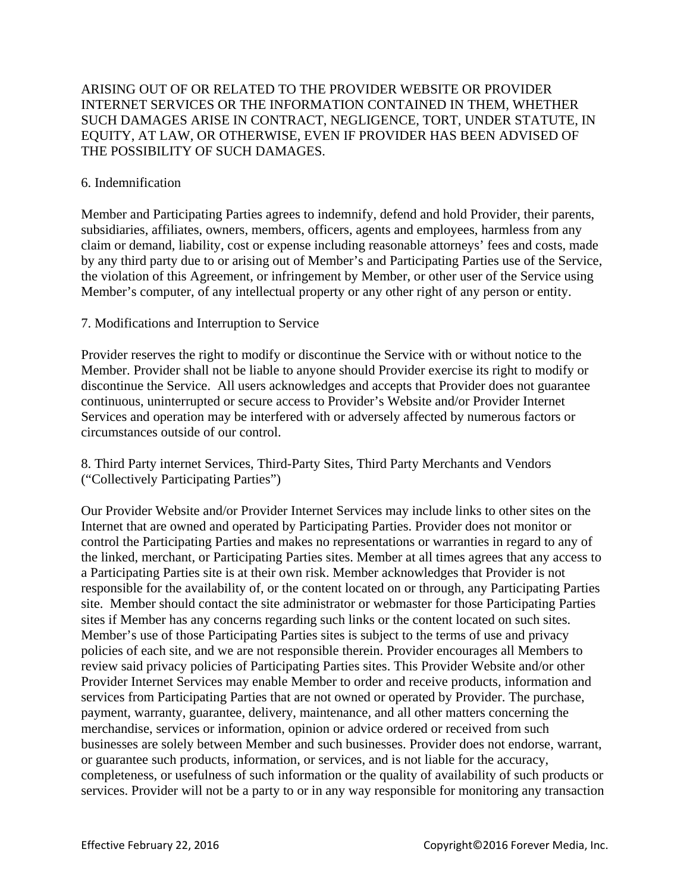ARISING OUT OF OR RELATED TO THE PROVIDER WEBSITE OR PROVIDER INTERNET SERVICES OR THE INFORMATION CONTAINED IN THEM, WHETHER SUCH DAMAGES ARISE IN CONTRACT, NEGLIGENCE, TORT, UNDER STATUTE, IN EQUITY, AT LAW, OR OTHERWISE, EVEN IF PROVIDER HAS BEEN ADVISED OF THE POSSIBILITY OF SUCH DAMAGES.

## 6. Indemnification

Member and Participating Parties agrees to indemnify, defend and hold Provider, their parents, subsidiaries, affiliates, owners, members, officers, agents and employees, harmless from any claim or demand, liability, cost or expense including reasonable attorneys' fees and costs, made by any third party due to or arising out of Member's and Participating Parties use of the Service, the violation of this Agreement, or infringement by Member, or other user of the Service using Member's computer, of any intellectual property or any other right of any person or entity.

## 7. Modifications and Interruption to Service

Provider reserves the right to modify or discontinue the Service with or without notice to the Member. Provider shall not be liable to anyone should Provider exercise its right to modify or discontinue the Service. All users acknowledges and accepts that Provider does not guarantee continuous, uninterrupted or secure access to Provider's Website and/or Provider Internet Services and operation may be interfered with or adversely affected by numerous factors or circumstances outside of our control.

## 8. Third Party internet Services, Third-Party Sites, Third Party Merchants and Vendors ("Collectively Participating Parties")

Our Provider Website and/or Provider Internet Services may include links to other sites on the Internet that are owned and operated by Participating Parties. Provider does not monitor or control the Participating Parties and makes no representations or warranties in regard to any of the linked, merchant, or Participating Parties sites. Member at all times agrees that any access to a Participating Parties site is at their own risk. Member acknowledges that Provider is not responsible for the availability of, or the content located on or through, any Participating Parties site. Member should contact the site administrator or webmaster for those Participating Parties sites if Member has any concerns regarding such links or the content located on such sites. Member's use of those Participating Parties sites is subject to the terms of use and privacy policies of each site, and we are not responsible therein. Provider encourages all Members to review said privacy policies of Participating Parties sites. This Provider Website and/or other Provider Internet Services may enable Member to order and receive products, information and services from Participating Parties that are not owned or operated by Provider. The purchase, payment, warranty, guarantee, delivery, maintenance, and all other matters concerning the merchandise, services or information, opinion or advice ordered or received from such businesses are solely between Member and such businesses. Provider does not endorse, warrant, or guarantee such products, information, or services, and is not liable for the accuracy, completeness, or usefulness of such information or the quality of availability of such products or services. Provider will not be a party to or in any way responsible for monitoring any transaction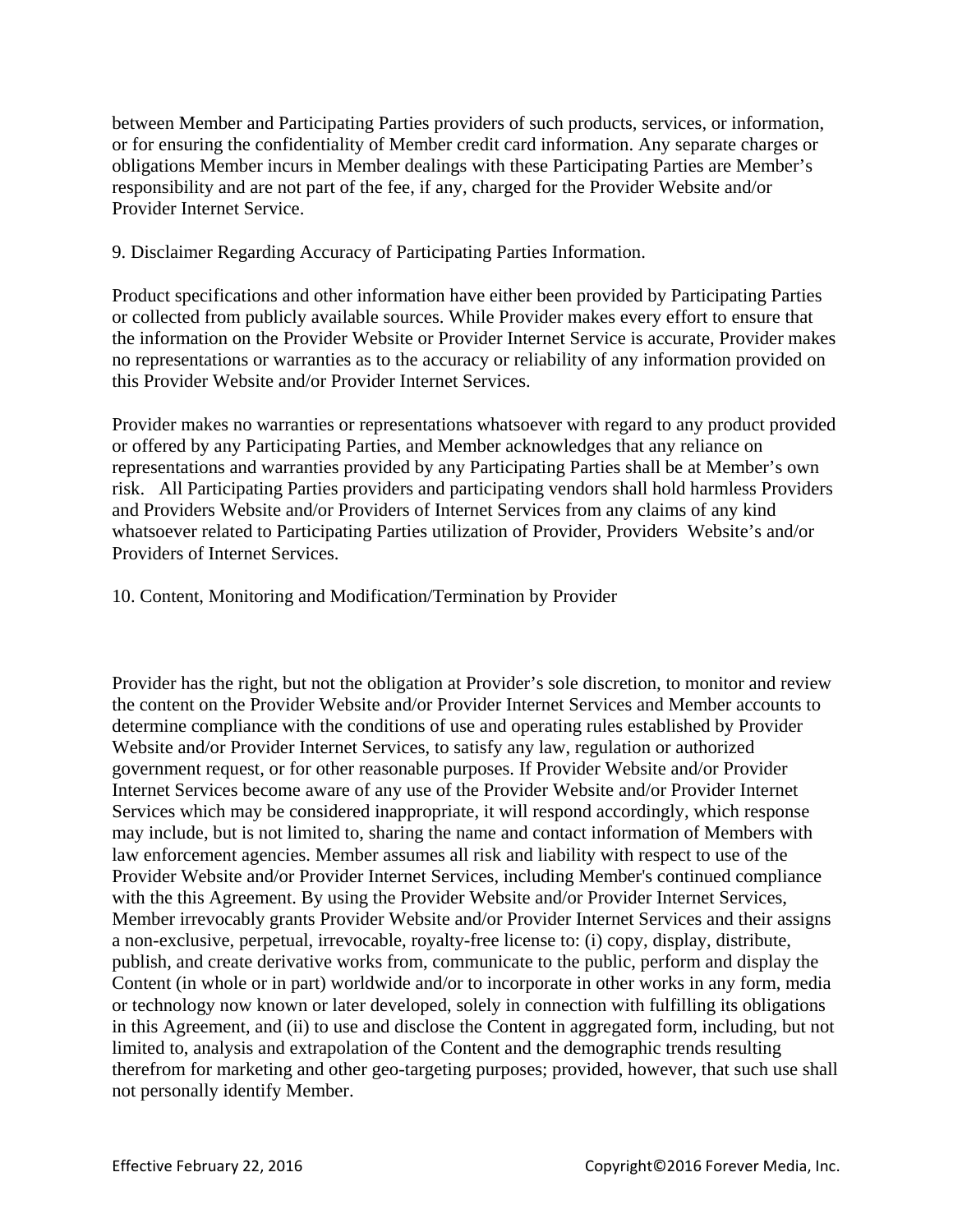between Member and Participating Parties providers of such products, services, or information, or for ensuring the confidentiality of Member credit card information. Any separate charges or obligations Member incurs in Member dealings with these Participating Parties are Member's responsibility and are not part of the fee, if any, charged for the Provider Website and/or Provider Internet Service.

9. Disclaimer Regarding Accuracy of Participating Parties Information.

Product specifications and other information have either been provided by Participating Parties or collected from publicly available sources. While Provider makes every effort to ensure that the information on the Provider Website or Provider Internet Service is accurate, Provider makes no representations or warranties as to the accuracy or reliability of any information provided on this Provider Website and/or Provider Internet Services.

Provider makes no warranties or representations whatsoever with regard to any product provided or offered by any Participating Parties, and Member acknowledges that any reliance on representations and warranties provided by any Participating Parties shall be at Member's own risk. All Participating Parties providers and participating vendors shall hold harmless Providers and Providers Website and/or Providers of Internet Services from any claims of any kind whatsoever related to Participating Parties utilization of Provider, Providers Website's and/or Providers of Internet Services.

10. Content, Monitoring and Modification/Termination by Provider

Provider has the right, but not the obligation at Provider's sole discretion, to monitor and review the content on the Provider Website and/or Provider Internet Services and Member accounts to determine compliance with the conditions of use and operating rules established by Provider Website and/or Provider Internet Services, to satisfy any law, regulation or authorized government request, or for other reasonable purposes. If Provider Website and/or Provider Internet Services become aware of any use of the Provider Website and/or Provider Internet Services which may be considered inappropriate, it will respond accordingly, which response may include, but is not limited to, sharing the name and contact information of Members with law enforcement agencies. Member assumes all risk and liability with respect to use of the Provider Website and/or Provider Internet Services, including Member's continued compliance with the this Agreement. By using the Provider Website and/or Provider Internet Services, Member irrevocably grants Provider Website and/or Provider Internet Services and their assigns a non-exclusive, perpetual, irrevocable, royalty-free license to: (i) copy, display, distribute, publish, and create derivative works from, communicate to the public, perform and display the Content (in whole or in part) worldwide and/or to incorporate in other works in any form, media or technology now known or later developed, solely in connection with fulfilling its obligations in this Agreement, and (ii) to use and disclose the Content in aggregated form, including, but not limited to, analysis and extrapolation of the Content and the demographic trends resulting therefrom for marketing and other geo-targeting purposes; provided, however, that such use shall not personally identify Member.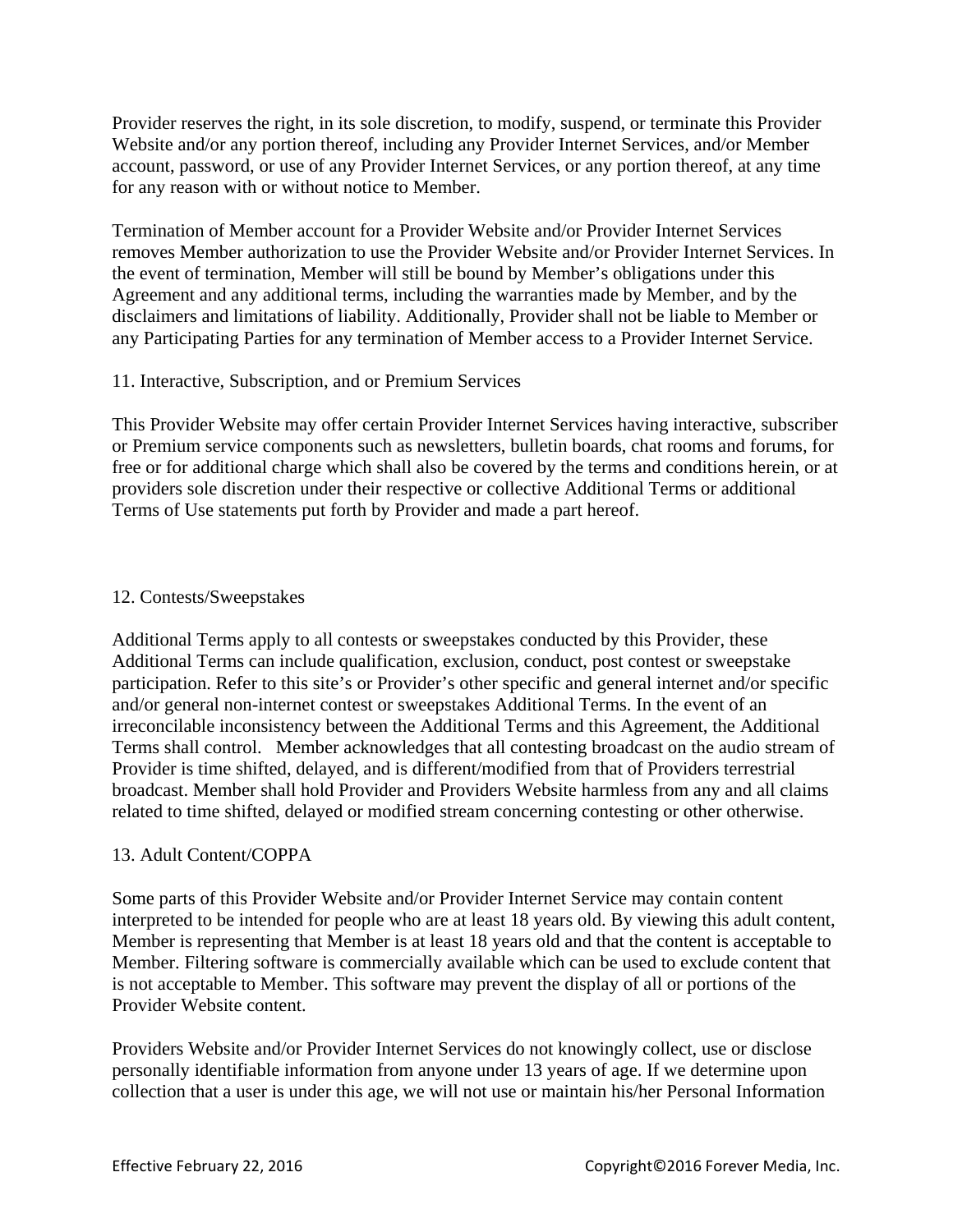Provider reserves the right, in its sole discretion, to modify, suspend, or terminate this Provider Website and/or any portion thereof, including any Provider Internet Services, and/or Member account, password, or use of any Provider Internet Services, or any portion thereof, at any time for any reason with or without notice to Member.

Termination of Member account for a Provider Website and/or Provider Internet Services removes Member authorization to use the Provider Website and/or Provider Internet Services. In the event of termination, Member will still be bound by Member's obligations under this Agreement and any additional terms, including the warranties made by Member, and by the disclaimers and limitations of liability. Additionally, Provider shall not be liable to Member or any Participating Parties for any termination of Member access to a Provider Internet Service.

## 11. Interactive, Subscription, and or Premium Services

This Provider Website may offer certain Provider Internet Services having interactive, subscriber or Premium service components such as newsletters, bulletin boards, chat rooms and forums, for free or for additional charge which shall also be covered by the terms and conditions herein, or at providers sole discretion under their respective or collective Additional Terms or additional Terms of Use statements put forth by Provider and made a part hereof.

## 12. Contests/Sweepstakes

Additional Terms apply to all contests or sweepstakes conducted by this Provider, these Additional Terms can include qualification, exclusion, conduct, post contest or sweepstake participation. Refer to this site's or Provider's other specific and general internet and/or specific and/or general non-internet contest or sweepstakes Additional Terms. In the event of an irreconcilable inconsistency between the Additional Terms and this Agreement, the Additional Terms shall control. Member acknowledges that all contesting broadcast on the audio stream of Provider is time shifted, delayed, and is different/modified from that of Providers terrestrial broadcast. Member shall hold Provider and Providers Website harmless from any and all claims related to time shifted, delayed or modified stream concerning contesting or other otherwise.

## 13. Adult Content/COPPA

Some parts of this Provider Website and/or Provider Internet Service may contain content interpreted to be intended for people who are at least 18 years old. By viewing this adult content, Member is representing that Member is at least 18 years old and that the content is acceptable to Member. Filtering software is commercially available which can be used to exclude content that is not acceptable to Member. This software may prevent the display of all or portions of the Provider Website content.

Providers Website and/or Provider Internet Services do not knowingly collect, use or disclose personally identifiable information from anyone under 13 years of age. If we determine upon collection that a user is under this age, we will not use or maintain his/her Personal Information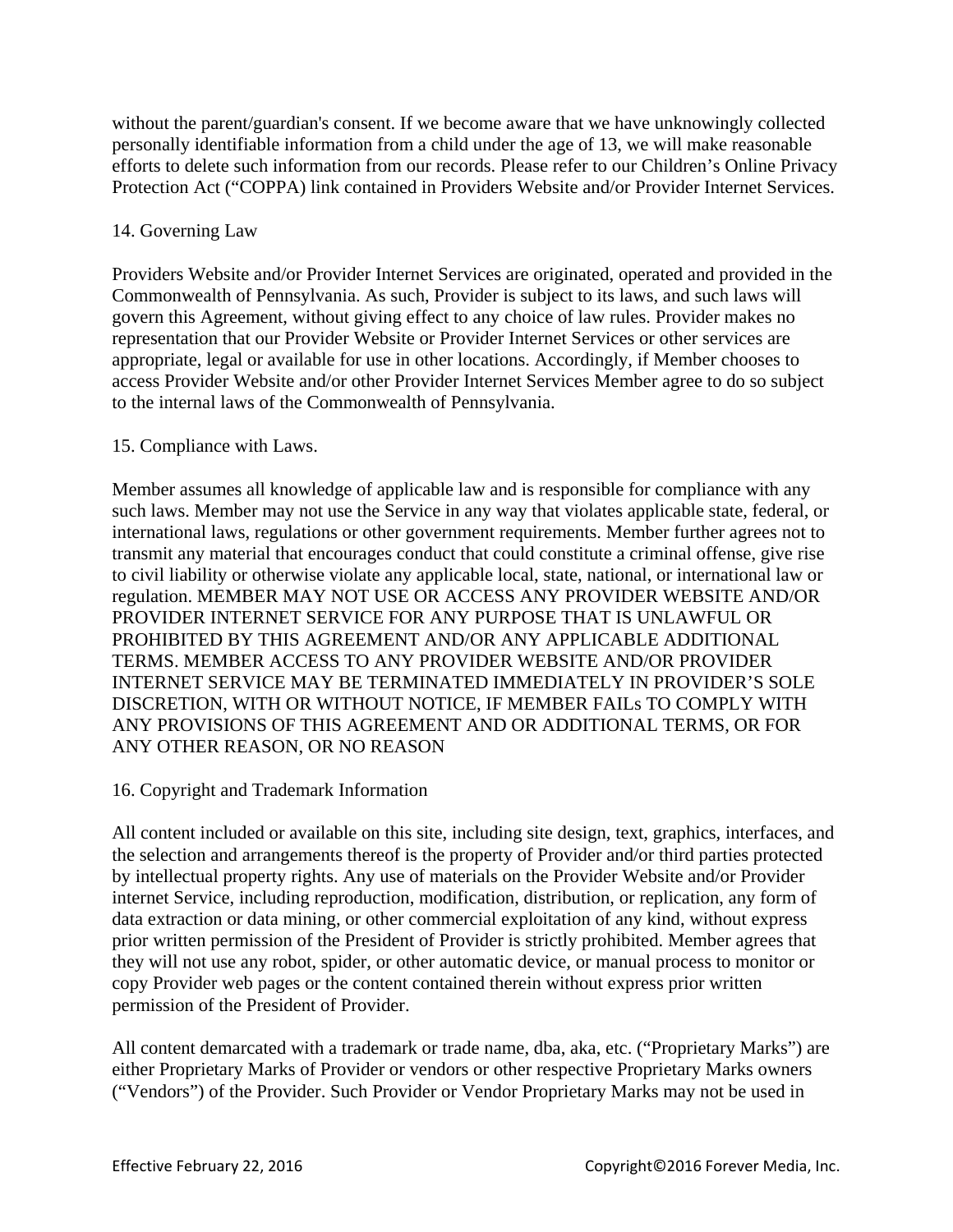without the parent/guardian's consent. If we become aware that we have unknowingly collected personally identifiable information from a child under the age of 13, we will make reasonable efforts to delete such information from our records. Please refer to our Children's Online Privacy Protection Act ("COPPA) link contained in Providers Website and/or Provider Internet Services.

## 14. Governing Law

Providers Website and/or Provider Internet Services are originated, operated and provided in the Commonwealth of Pennsylvania. As such, Provider is subject to its laws, and such laws will govern this Agreement, without giving effect to any choice of law rules. Provider makes no representation that our Provider Website or Provider Internet Services or other services are appropriate, legal or available for use in other locations. Accordingly, if Member chooses to access Provider Website and/or other Provider Internet Services Member agree to do so subject to the internal laws of the Commonwealth of Pennsylvania.

## 15. Compliance with Laws.

Member assumes all knowledge of applicable law and is responsible for compliance with any such laws. Member may not use the Service in any way that violates applicable state, federal, or international laws, regulations or other government requirements. Member further agrees not to transmit any material that encourages conduct that could constitute a criminal offense, give rise to civil liability or otherwise violate any applicable local, state, national, or international law or regulation. MEMBER MAY NOT USE OR ACCESS ANY PROVIDER WEBSITE AND/OR PROVIDER INTERNET SERVICE FOR ANY PURPOSE THAT IS UNLAWFUL OR PROHIBITED BY THIS AGREEMENT AND/OR ANY APPLICABLE ADDITIONAL TERMS. MEMBER ACCESS TO ANY PROVIDER WEBSITE AND/OR PROVIDER INTERNET SERVICE MAY BE TERMINATED IMMEDIATELY IN PROVIDER'S SOLE DISCRETION, WITH OR WITHOUT NOTICE, IF MEMBER FAILs TO COMPLY WITH ANY PROVISIONS OF THIS AGREEMENT AND OR ADDITIONAL TERMS, OR FOR ANY OTHER REASON, OR NO REASON

## 16. Copyright and Trademark Information

All content included or available on this site, including site design, text, graphics, interfaces, and the selection and arrangements thereof is the property of Provider and/or third parties protected by intellectual property rights. Any use of materials on the Provider Website and/or Provider internet Service, including reproduction, modification, distribution, or replication, any form of data extraction or data mining, or other commercial exploitation of any kind, without express prior written permission of the President of Provider is strictly prohibited. Member agrees that they will not use any robot, spider, or other automatic device, or manual process to monitor or copy Provider web pages or the content contained therein without express prior written permission of the President of Provider.

All content demarcated with a trademark or trade name, dba, aka, etc. ("Proprietary Marks") are either Proprietary Marks of Provider or vendors or other respective Proprietary Marks owners ("Vendors") of the Provider. Such Provider or Vendor Proprietary Marks may not be used in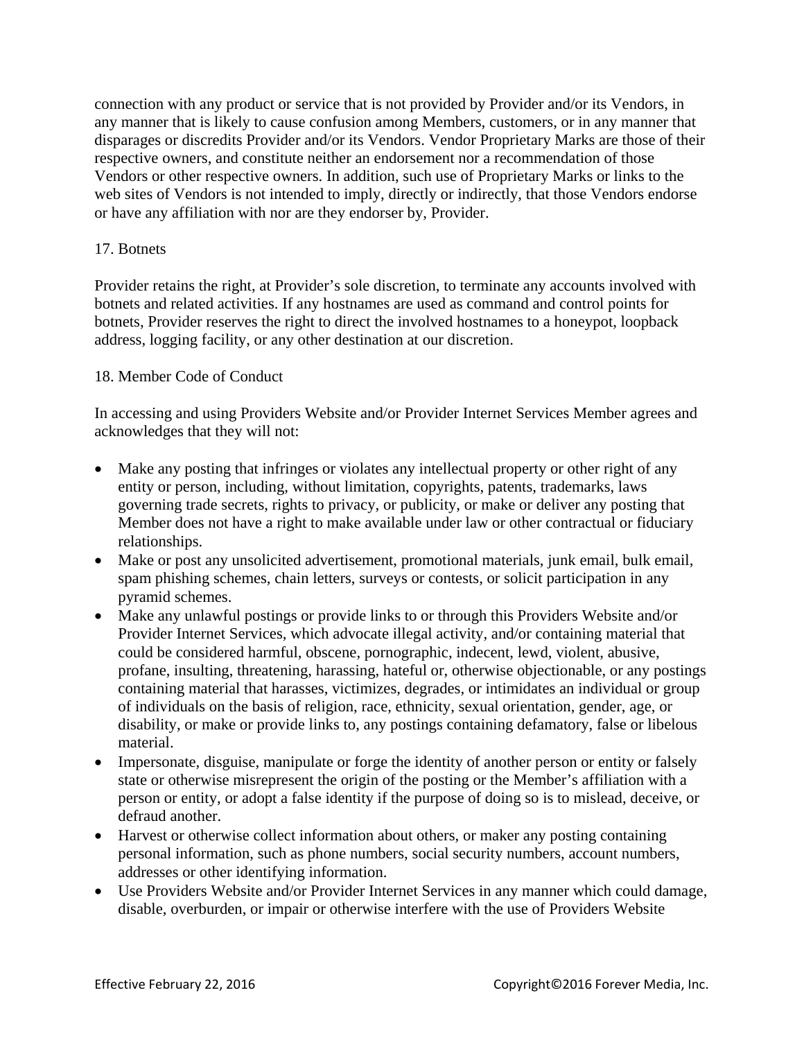connection with any product or service that is not provided by Provider and/or its Vendors, in any manner that is likely to cause confusion among Members, customers, or in any manner that disparages or discredits Provider and/or its Vendors. Vendor Proprietary Marks are those of their respective owners, and constitute neither an endorsement nor a recommendation of those Vendors or other respective owners. In addition, such use of Proprietary Marks or links to the web sites of Vendors is not intended to imply, directly or indirectly, that those Vendors endorse or have any affiliation with nor are they endorser by, Provider.

17. Botnets

Provider retains the right, at Provider's sole discretion, to terminate any accounts involved with botnets and related activities. If any hostnames are used as command and control points for botnets, Provider reserves the right to direct the involved hostnames to a honeypot, loopback address, logging facility, or any other destination at our discretion.

18. Member Code of Conduct

In accessing and using Providers Website and/or Provider Internet Services Member agrees and acknowledges that they will not:

- Make any posting that infringes or violates any intellectual property or other right of any entity or person, including, without limitation, copyrights, patents, trademarks, laws governing trade secrets, rights to privacy, or publicity, or make or deliver any posting that Member does not have a right to make available under law or other contractual or fiduciary relationships.
- Make or post any unsolicited advertisement, promotional materials, junk email, bulk email, spam phishing schemes, chain letters, surveys or contests, or solicit participation in any pyramid schemes.
- Make any unlawful postings or provide links to or through this Providers Website and/or Provider Internet Services, which advocate illegal activity, and/or containing material that could be considered harmful, obscene, pornographic, indecent, lewd, violent, abusive, profane, insulting, threatening, harassing, hateful or, otherwise objectionable, or any postings containing material that harasses, victimizes, degrades, or intimidates an individual or group of individuals on the basis of religion, race, ethnicity, sexual orientation, gender, age, or disability, or make or provide links to, any postings containing defamatory, false or libelous material.
- Impersonate, disguise, manipulate or forge the identity of another person or entity or falsely state or otherwise misrepresent the origin of the posting or the Member's affiliation with a person or entity, or adopt a false identity if the purpose of doing so is to mislead, deceive, or defraud another.
- Harvest or otherwise collect information about others, or maker any posting containing personal information, such as phone numbers, social security numbers, account numbers, addresses or other identifying information.
- Use Providers Website and/or Provider Internet Services in any manner which could damage, disable, overburden, or impair or otherwise interfere with the use of Providers Website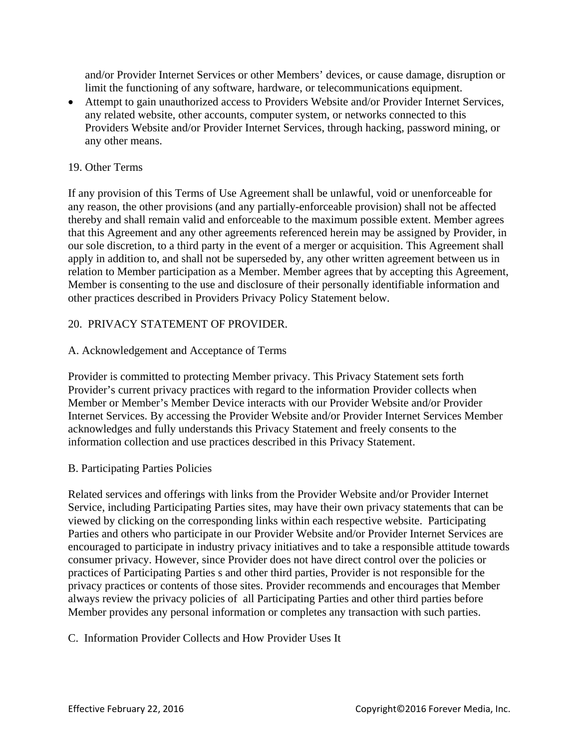and/or Provider Internet Services or other Members' devices, or cause damage, disruption or limit the functioning of any software, hardware, or telecommunications equipment.

- Attempt to gain unauthorized access to Providers Website and/or Provider Internet Services, any related website, other accounts, computer system, or networks connected to this Providers Website and/or Provider Internet Services, through hacking, password mining, or any other means.

19. Other Terms

If any provision of this Terms of Use Agreement shall be unlawful, void or unenforceable for any reason, the other provisions (and any partially-enforceable provision) shall not be affected thereby and shall remain valid and enforceable to the maximum possible extent. Member agrees that this Agreement and any other agreements referenced herein may be assigned by Provider, in our sole discretion, to a third party in the event of a merger or acquisition. This Agreement shall apply in addition to, and shall not be superseded by, any other written agreement between us in relation to Member participation as a Member. Member agrees that by accepting this Agreement, Member is consenting to the use and disclosure of their personally identifiable information and other practices described in Providers Privacy Policy Statement below.

20. PRIVACY STATEMENT OF PROVIDER.

A. Acknowledgement and Acceptance of Terms

Provider is committed to protecting Member privacy. This Privacy Statement sets forth Provider's current privacy practices with regard to the information Provider collects when Member or Member's Member Device interacts with our Provider Website and/or Provider Internet Services. By accessing the Provider Website and/or Provider Internet Services Member acknowledges and fully understands this Privacy Statement and freely consents to the information collection and use practices described in this Privacy Statement.

B. Participating Parties Policies

Related services and offerings with links from the Provider Website and/or Provider Internet Service, including Participating Parties sites, may have their own privacy statements that can be viewed by clicking on the corresponding links within each respective website. Participating Parties and others who participate in our Provider Website and/or Provider Internet Services are encouraged to participate in industry privacy initiatives and to take a responsible attitude towards consumer privacy. However, since Provider does not have direct control over the policies or practices of Participating Parties s and other third parties, Provider is not responsible for the privacy practices or contents of those sites. Provider recommends and encourages that Member always review the privacy policies of all Participating Parties and other third parties before Member provides any personal information or completes any transaction with such parties.

C. Information Provider Collects and How Provider Uses It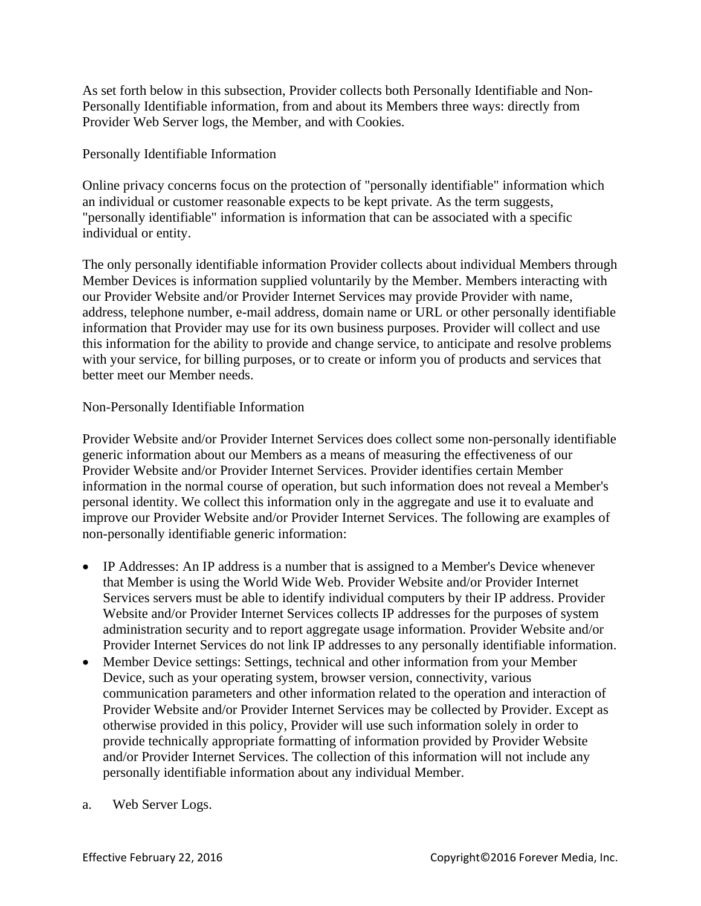As set forth below in this subsection, Provider collects both Personally Identifiable and Non-Personally Identifiable information, from and about its Members three ways: directly from Provider Web Server logs, the Member, and with Cookies.

Personally Identifiable Information

Online privacy concerns focus on the protection of "personally identifiable" information which an individual or customer reasonable expects to be kept private. As the term suggests, "personally identifiable" information is information that can be associated with a specific individual or entity.

The only personally identifiable information Provider collects about individual Members through Member Devices is information supplied voluntarily by the Member. Members interacting with our Provider Website and/or Provider Internet Services may provide Provider with name, address, telephone number, e-mail address, domain name or URL or other personally identifiable information that Provider may use for its own business purposes. Provider will collect and use this information for the ability to provide and change service, to anticipate and resolve problems with your service, for billing purposes, or to create or inform you of products and services that better meet our Member needs.

Non-Personally Identifiable Information

Provider Website and/or Provider Internet Services does collect some non-personally identifiable generic information about our Members as a means of measuring the effectiveness of our Provider Website and/or Provider Internet Services. Provider identifies certain Member information in the normal course of operation, but such information does not reveal a Member's personal identity. We collect this information only in the aggregate and use it to evaluate and improve our Provider Website and/or Provider Internet Services. The following are examples of non-personally identifiable generic information:

- IP Addresses: An IP address is a number that is assigned to a Member's Device whenever that Member is using the World Wide Web. Provider Website and/or Provider Internet Services servers must be able to identify individual computers by their IP address. Provider Website and/or Provider Internet Services collects IP addresses for the purposes of system administration security and to report aggregate usage information. Provider Website and/or Provider Internet Services do not link IP addresses to any personally identifiable information.
- Member Device settings: Settings, technical and other information from your Member Device, such as your operating system, browser version, connectivity, various communication parameters and other information related to the operation and interaction of Provider Website and/or Provider Internet Services may be collected by Provider. Except as otherwise provided in this policy, Provider will use such information solely in order to provide technically appropriate formatting of information provided by Provider Website and/or Provider Internet Services. The collection of this information will not include any personally identifiable information about any individual Member.

a. Web Server Logs.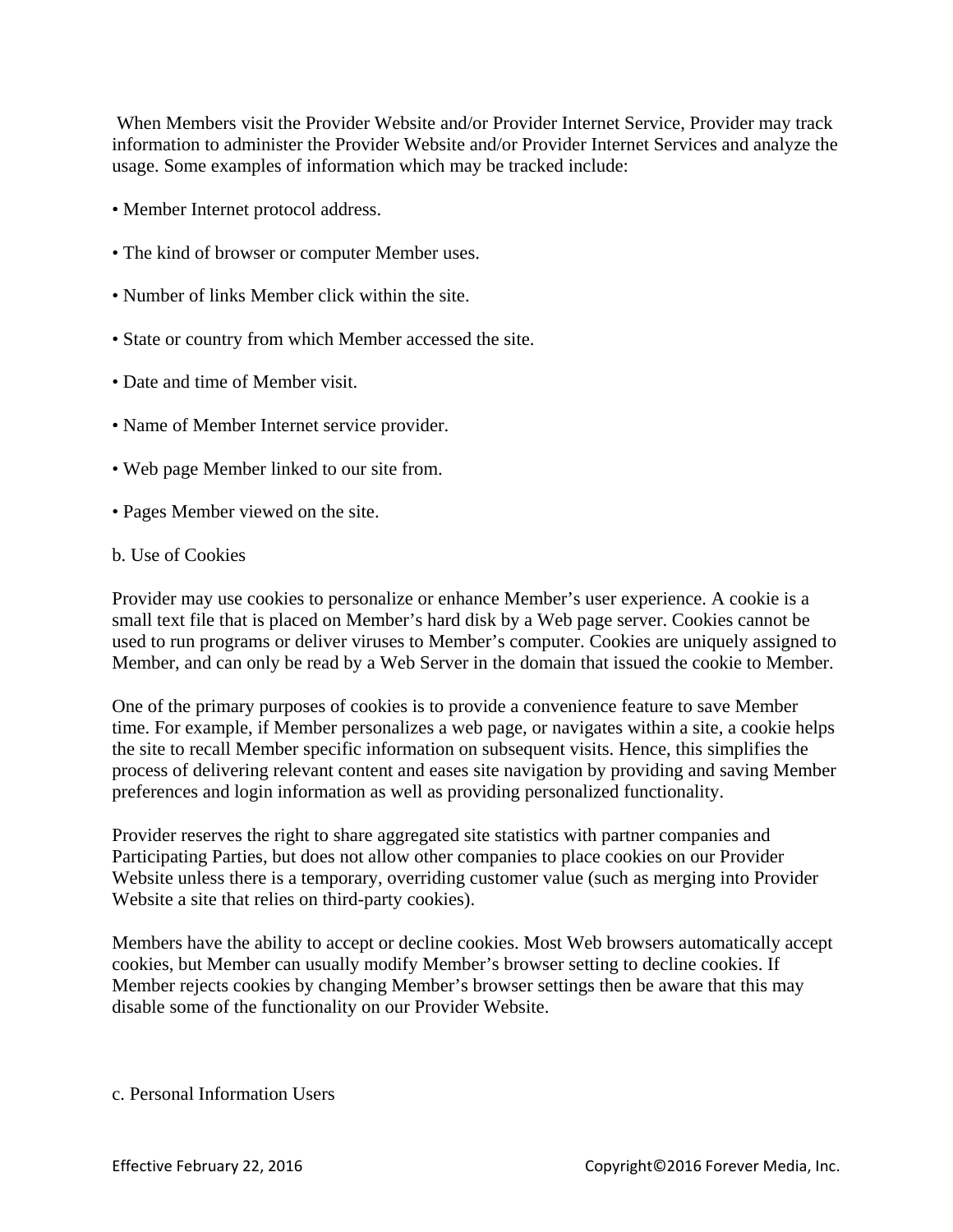When Members visit the Provider Website and/or Provider Internet Service, Provider may track information to administer the Provider Website and/or Provider Internet Services and analyze the usage. Some examples of information which may be tracked include:

- Member Internet protocol address.
- The kind of browser or computer Member uses.
- Number of links Member click within the site.
- State or country from which Member accessed the site.
- Date and time of Member visit.
- Name of Member Internet service provider.
- Web page Member linked to our site from.
- Pages Member viewed on the site.

b. Use of Cookies

Provider may use cookies to personalize or enhance Member's user experience. A cookie is a small text file that is placed on Member's hard disk by a Web page server. Cookies cannot be used to run programs or deliver viruses to Member's computer. Cookies are uniquely assigned to Member, and can only be read by a Web Server in the domain that issued the cookie to Member.

One of the primary purposes of cookies is to provide a convenience feature to save Member time. For example, if Member personalizes a web page, or navigates within a site, a cookie helps the site to recall Member specific information on subsequent visits. Hence, this simplifies the process of delivering relevant content and eases site navigation by providing and saving Member preferences and login information as well as providing personalized functionality.

Provider reserves the right to share aggregated site statistics with partner companies and Participating Parties, but does not allow other companies to place cookies on our Provider Website unless there is a temporary, overriding customer value (such as merging into Provider Website a site that relies on third-party cookies).

Members have the ability to accept or decline cookies. Most Web browsers automatically accept cookies, but Member can usually modify Member's browser setting to decline cookies. If Member rejects cookies by changing Member's browser settings then be aware that this may disable some of the functionality on our Provider Website.

c. Personal Information Users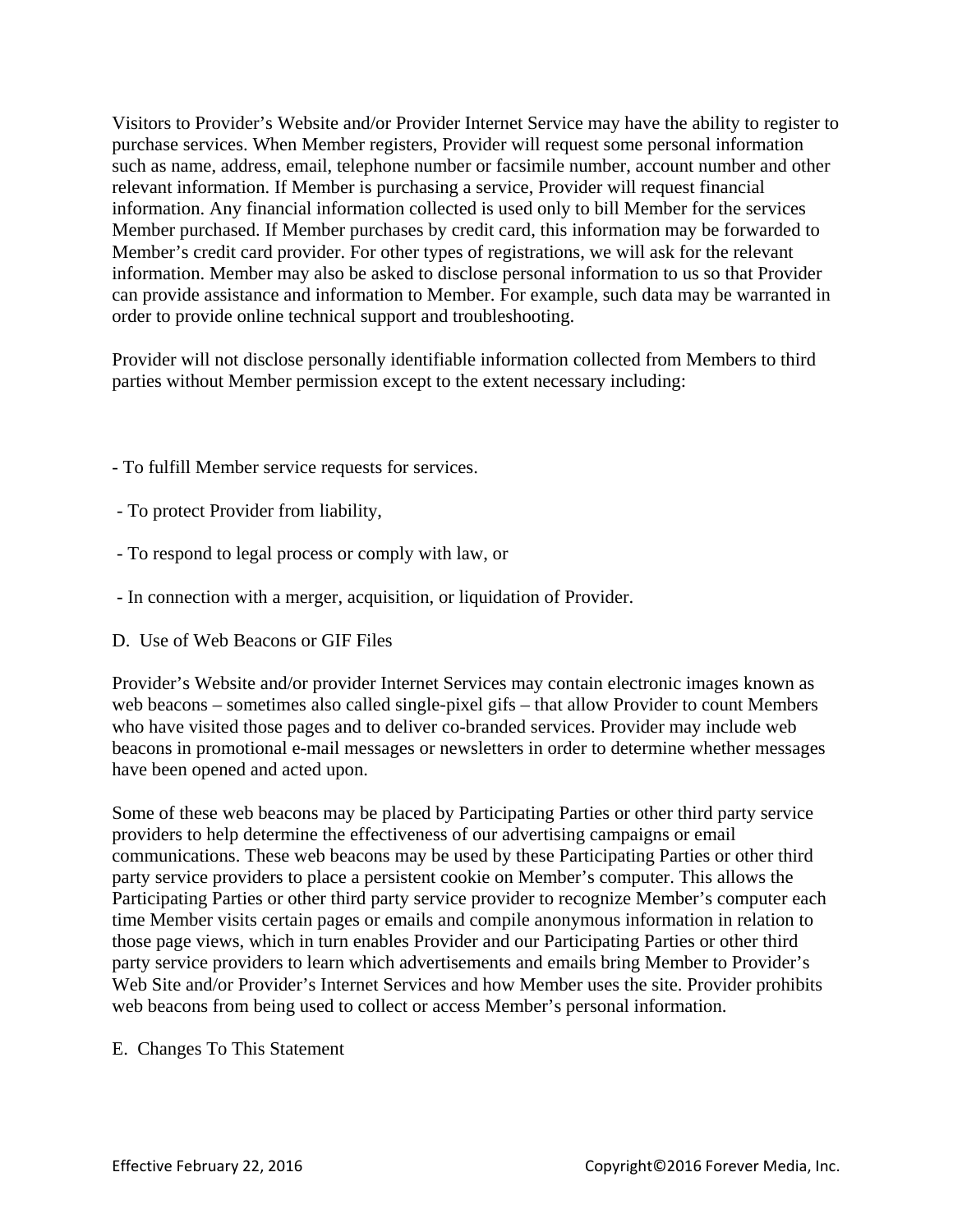Visitors to Provider's Website and/or Provider Internet Service may have the ability to register to purchase services. When Member registers, Provider will request some personal information such as name, address, email, telephone number or facsimile number, account number and other relevant information. If Member is purchasing a service, Provider will request financial information. Any financial information collected is used only to bill Member for the services Member purchased. If Member purchases by credit card, this information may be forwarded to Member's credit card provider. For other types of registrations, we will ask for the relevant information. Member may also be asked to disclose personal information to us so that Provider can provide assistance and information to Member. For example, such data may be warranted in order to provide online technical support and troubleshooting.

Provider will not disclose personally identifiable information collected from Members to third parties without Member permission except to the extent necessary including:

- To fulfill Member service requests for services.
- To protect Provider from liability,
- To respond to legal process or comply with law, or
- In connection with a merger, acquisition, or liquidation of Provider.

D. Use of Web Beacons or GIF Files

Provider's Website and/or provider Internet Services may contain electronic images known as web beacons – sometimes also called single-pixel gifs – that allow Provider to count Members who have visited those pages and to deliver co-branded services. Provider may include web beacons in promotional e-mail messages or newsletters in order to determine whether messages have been opened and acted upon.

Some of these web beacons may be placed by Participating Parties or other third party service providers to help determine the effectiveness of our advertising campaigns or email communications. These web beacons may be used by these Participating Parties or other third party service providers to place a persistent cookie on Member's computer. This allows the Participating Parties or other third party service provider to recognize Member's computer each time Member visits certain pages or emails and compile anonymous information in relation to those page views, which in turn enables Provider and our Participating Parties or other third party service providers to learn which advertisements and emails bring Member to Provider's Web Site and/or Provider's Internet Services and how Member uses the site. Provider prohibits web beacons from being used to collect or access Member's personal information.

E. Changes To This Statement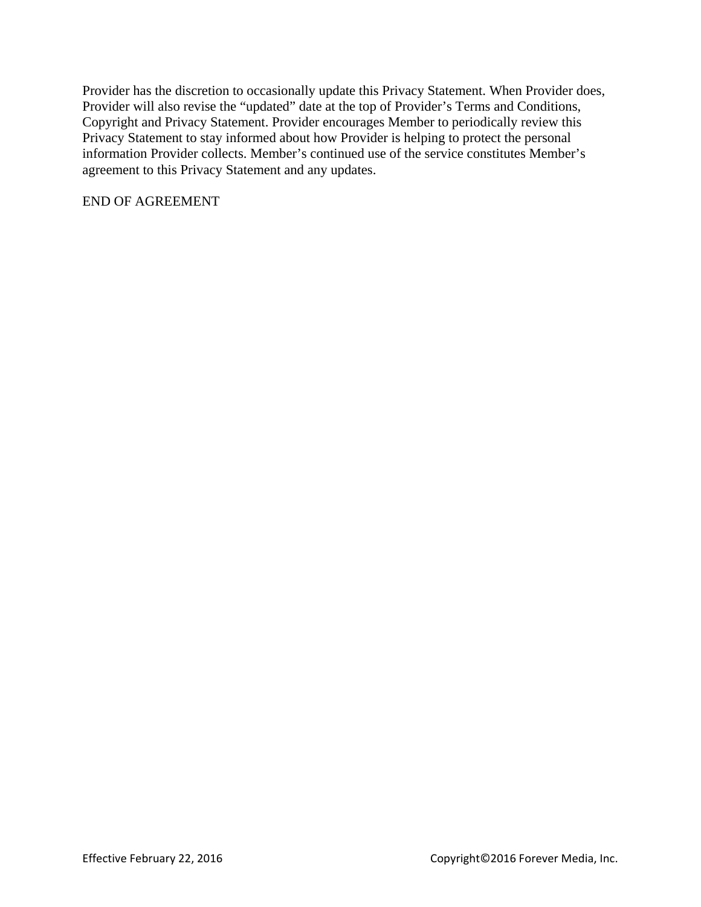Provider has the discretion to occasionally update this Privacy Statement. When Provider does, Provider will also revise the "updated" date at the top of Provider's Terms and Conditions, Copyright and Privacy Statement. Provider encourages Member to periodically review this Privacy Statement to stay informed about how Provider is helping to protect the personal information Provider collects. Member's continued use of the service constitutes Member's agreement to this Privacy Statement and any updates.

END OF AGREEMENT